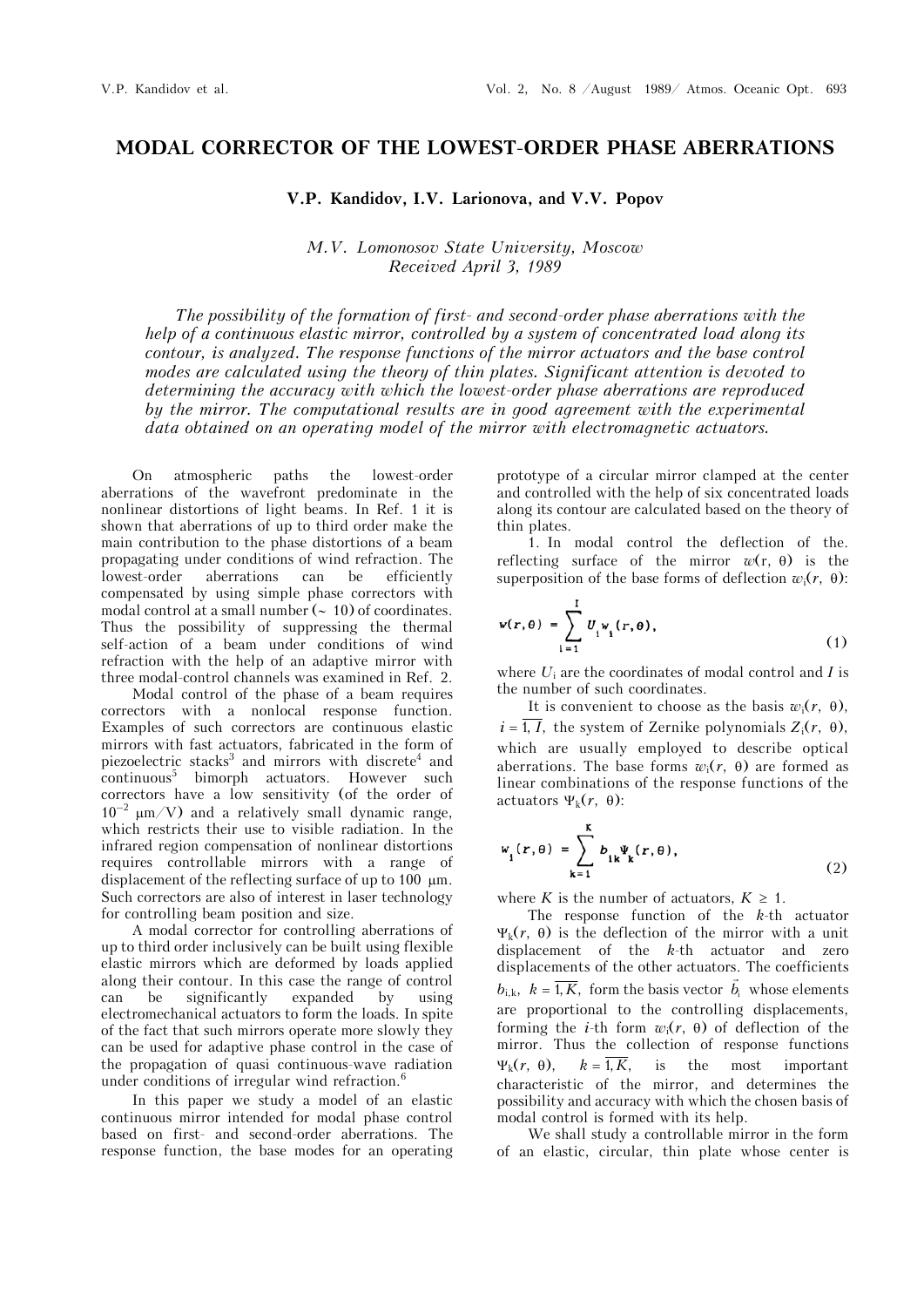# MODAL CORRECTOR OF THE LOWEST-ORDER PHASE ABERRATIONS

**V.P. Kandidov, I.V. Larionova, and V.V. Popov**

*M.V. Lomonosov State University, Moscow*
*Received April 3, 1989*

*The possibility of the formation of first- and second-order phase aberrations with the help of a continuous elastic mirror, controlled by a system of concentrated load along its contour, is analyzed. The response functions of the mirror actuators and the base control modes are calculated using the theory of thin plates. Significant attention is devoted to determining the accuracy with which the lowest-order phase aberrations are reproduced by the mirror. The computational results are in good agreement with the experimental data obtained on an operating model of the mirror with electromagnetic actuators.*

On atmospheric paths the lowest-order aberrations of the wavefront predominate in the nonlinear distortions of light beams. In Ref. 1 it is shown that aberrations of up to third order make the main contribution to the phase distortions of a beam propagating under conditions of wind refraction. The lowest-order aberrations can be efficiently compensated by using simple phase correctors with modal control at a small number (~ 10) of coordinates. Thus the possibility of suppressing the thermal self-action of a beam under conditions of wind refraction with the help of an adaptive mirror with three modal-control channels was examined in Ref. 2.

Modal control of the phase of a beam requires correctors with a nonlocal response function. Examples of such correctors are continuous elastic mirrors with fast actuators, fabricated in the form of piezoelectric stacks[3] and mirrors with discrete[4] and continuous[5] bimorph actuators. However such correctors have a low sensitivity (of the order of $10^{-2}$ μm/V) and a relatively small dynamic range, which restricts their use to visible radiation. In the infrared region compensation of nonlinear distortions requires controllable mirrors with a range of displacement of the reflecting surface of up to 100 μm. Such correctors are also of interest in laser technology for controlling beam position and size.

A modal corrector for controlling aberrations of up to third order inclusively can be built using flexible elastic mirrors which are deformed by loads applied along their contour. In this case the range of control can be significantly expanded by using electromechanical actuators to form the loads. In spite of the fact that such mirrors operate more slowly they can be used for adaptive phase control in the case of the propagation of quasi continuous-wave radiation under conditions of irregular wind refraction.[6]

In this paper we study a model of an elastic continuous mirror intended for modal phase control based on first- and second-order aberrations. The response function, the base modes for an operating prototype of a circular mirror clamped at the center and controlled with the help of six concentrated loads along its contour are calculated based on the theory of thin plates.

1. In modal control the deflection of the reflecting surface of the mirror $w(r, \theta)$ is the superposition of the base forms of deflection $w_i(r, \theta)$:

$$w(r,\theta) = \sum_{i=1}^{I} U_i w_i(r,\theta), \tag{1}$$

where $U_i$ are the coordinates of modal control and $I$ is the number of such coordinates.

It is convenient to choose as the basis $w_i(r, \theta)$, $i = \overline{1, I}$, the system of Zernike polynomials $Z_i(r, \theta)$, which are usually employed to describe optical aberrations. The base forms $w_i(r, \theta)$ are formed as linear combinations of the response functions of the actuators $\Psi_k(r, \theta)$:

$$w_i(r,\theta) = \sum_{k=1}^{K} b_{ik}\Psi_k(r,\theta), \tag{2}$$

where $K$ is the number of actuators, $K \geq 1$.

The response function of the $k$-th actuator $\Psi_k(r, \theta)$ is the deflection of the mirror with a unit displacement of the $k$-th actuator and zero displacements of the other actuators. The coefficients $b_{i,k}$, $k = \overline{1, K}$, form the basis vector $\vec{b}_i$ whose elements are proportional to the controlling displacements, forming the $i$-th form $w_i(r, \theta)$ of deflection of the mirror. Thus the collection of response functions $\Psi_k(r, \theta)$, $k = \overline{1, K}$, is the most important characteristic of the mirror, and determines the possibility and accuracy with which the chosen basis of modal control is formed with its help.

We shall study a controllable mirror in the form of an elastic, circular, thin plate whose center is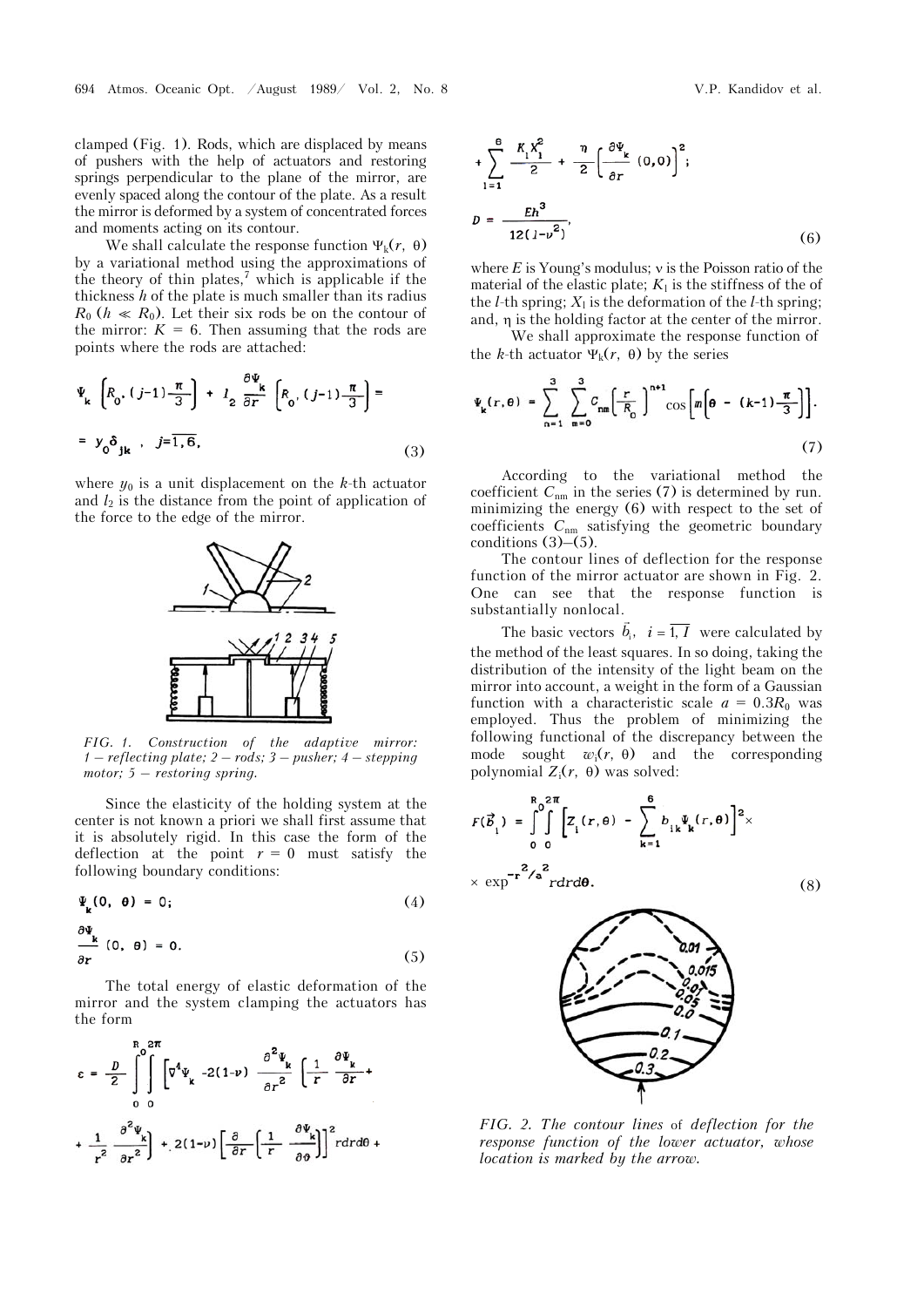clamped (Fig. 1). Rods, which are displaced by means of pushers with the help of actuators and restoring springs perpendicular to the plane of the mirror, are evenly spaced along the contour of the plate. As a result the mirror is deformed by a system of concentrated forces and moments acting on its contour.

We shall calculate the response function $\Psi_k(r, \theta)$ by a variational method using the approximations of the theory of thin plates,[7] which is applicable if the thickness $h$ of the plate is much smaller than its radius $R_0$ ($h \ll R_0$). Let their six rods be on the contour of the mirror: $K = 6$. Then assuming that the rods are points where the rods are attached:

$$\Psi_k\left[R_0, (j-1)\frac{\pi}{3}\right] + l_2\frac{\partial\Psi_k}{\partial r}\left[R_0, (j-1)\frac{\pi}{3}\right] = y_0\delta_{jk}, \quad j=\overline{1,6}, \tag{3}$$

where $y_0$ is a unit displacement on the $k$-th actuator and $l_2$ is the distance from the point of application of the force to the edge of the mirror.

*FIG. 1. Construction of the adaptive mirror: 1 – reflecting plate; 2 – rods; 3 – pusher; 4 – stepping motor; 5 – restoring spring.*

Since the elasticity of the holding system at the center is not known a priori we shall first assume that it is absolutely rigid. In this case the form of the deflection at the point $r = 0$ must satisfy the following boundary conditions:

$$\Psi_k(0, \theta) = 0; \tag{4}$$

$$\frac{\partial\Psi_k}{\partial r}(0, \theta) = 0. \tag{5}$$

The total energy of elastic deformation of the mirror and the system clamping the actuators has the form

$$\varepsilon = \frac{D}{2}\int_0^{R_0}\int_0^{2\pi}\left[\nabla^4\Psi_k - 2(1-\nu)\frac{\partial^2\Psi_k}{\partial r^2}\left(\frac{1}{r}\frac{\partial\Psi_k}{\partial r} + \frac{1}{r^2}\frac{\partial^2\Psi_k}{\partial r^2}\right) + 2(1-\nu)\left[\frac{\partial}{\partial r}\left(\frac{1}{r}\frac{\partial\Psi_k}{\partial\theta}\right)\right]^2\right] r\,dr\,d\theta + \sum_{l=1}^{6}\frac{K_l X_l^2}{2} + \frac{\eta}{2}\left[\frac{\partial\Psi_k}{\partial r}(0,0)\right]^2;$$

$$D = \frac{Eh^3}{12(1-\nu^2)}, \tag{6}$$

where $E$ is Young's modulus; $\nu$ is the Poisson ratio of the material of the elastic plate; $K_l$ is the stiffness of the of the $l$-th spring; $X_l$ is the deformation of the $l$-th spring; and, $\eta$ is the holding factor at the center of the mirror.

We shall approximate the response function of the $k$-th actuator $\Psi_k(r, \theta)$ by the series

$$\Psi_k(r,\theta) = \sum_{n=1}^{3}\sum_{m=0}^{3} C_{nm}\left(\frac{r}{R_0}\right)^{n+1}\cos\left[m\left(\theta - (k-1)\frac{\pi}{3}\right)\right]. \tag{7}$$

According to the variational method the coefficient $C_{nm}$ in the series (7) is determined by run. minimizing the energy (6) with respect to the set of coefficients $C_{nm}$ satisfying the geometric boundary conditions (3)–(5).

The contour lines of deflection for the response function of the mirror actuator are shown in Fig. 2. One can see that the response function is substantially nonlocal.

The basic vectors $\vec{b}_i$, $i = \overline{1, I}$ were calculated by the method of the least squares. In so doing, taking the distribution of the intensity of the light beam on the mirror into account, a weight in the form of a Gaussian function with a characteristic scale $a = 0.3R_0$ was employed. Thus the problem of minimizing the following functional of the discrepancy between the mode sought $w_i(r, \theta)$ and the corresponding polynomial $Z_i(r, \theta)$ was solved:

$$F(\vec{B}_i) = \int_0^{R_0}\int_0^{2\pi}\left[Z_i(r,\theta) - \sum_{k=1}^{6} b_{ik}\Psi_k(r,\theta)\right]^2 \times \exp^{-r^2/a^2} r\,dr\,d\theta. \tag{8}$$

*FIG. 2. The contour lines of deflection for the response function of the lower actuator, whose location is marked by the arrow.*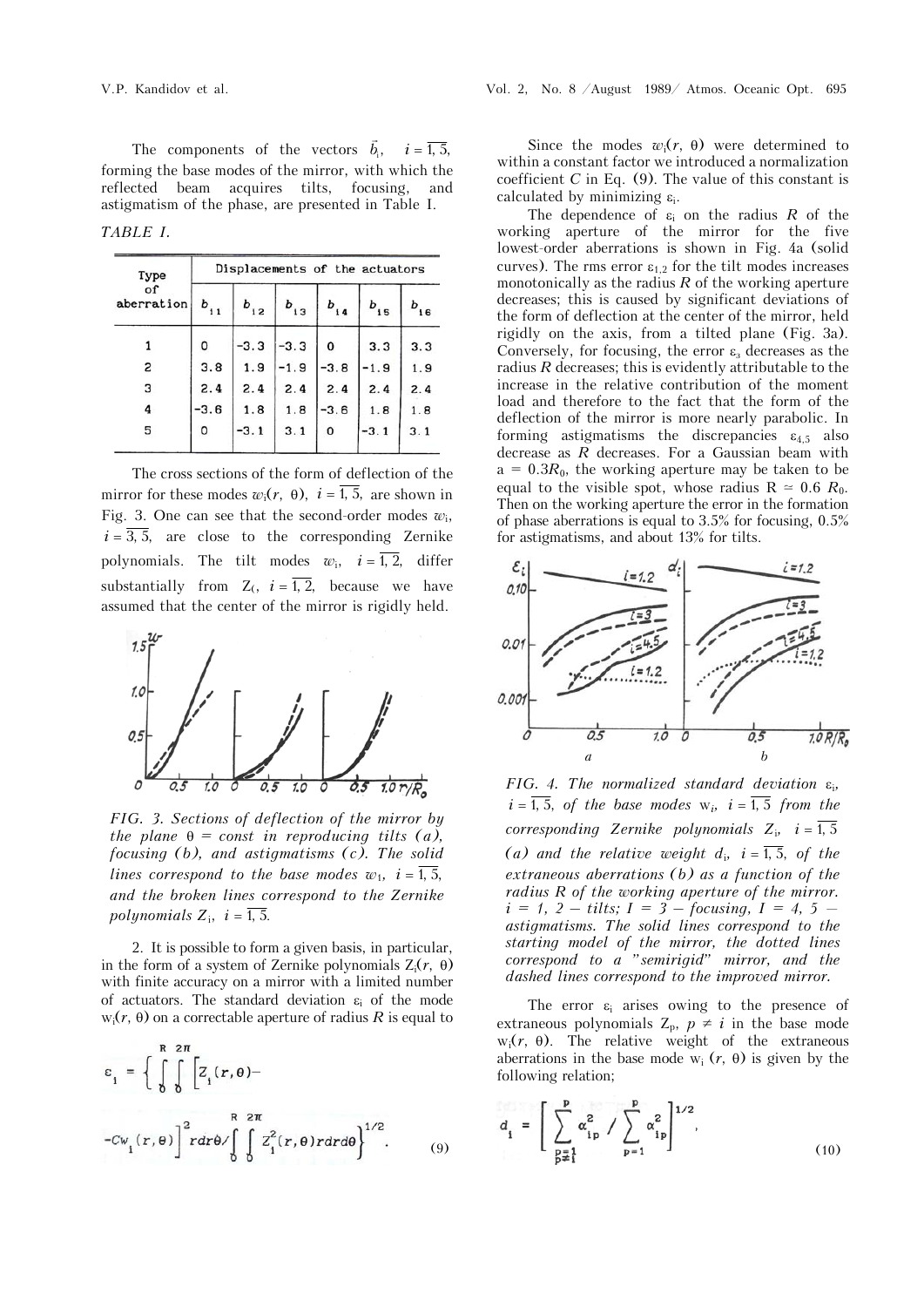The components of the vectors $\vec{b}_i$, $i = \overline{1, 5}$, forming the base modes of the mirror, with which the reflected beam acquires tilts, focusing, and astigmatism of the phase, are presented in Table I.

*TABLE I.*

| Type of aberration | Displacements of the actuators | | | | | |
|---|---|---|---|---|---|---|
| | $b_{i1}$ | $b_{i2}$ | $b_{i3}$ | $b_{i4}$ | $b_{i5}$ | $b_{i6}$ |
| 1 | 0 | -3.3 | -3.3 | 0 | 3.3 | 3.3 |
| 2 | 3.8 | 1.9 | -1.9 | -3.8 | -1.9 | 1.9 |
| 3 | 2.4 | 2.4 | 2.4 | 2.4 | 2.4 | 2.4 |
| 4 | -3.6 | 1.8 | 1.8 | -3.6 | 1.8 | 1.8 |
| 5 | 0 | -3.1 | 3.1 | 0 | -3.1 | 3.1 |

The cross sections of the form of deflection of the mirror for these modes $w_i(r, \theta)$, $i = \overline{1, 5}$, are shown in Fig. 3. One can see that the second-order modes $w_i$, $i = \overline{3, 5}$, are close to the corresponding Zernike polynomials. The tilt modes $w_i$, $i = \overline{1, 2}$, differ substantially from $Z_i$, $i = \overline{1, 2}$, because we have assumed that the center of the mirror is rigidly held.

*FIG. 3. Sections of deflection of the mirror by the plane $\theta = const$ in reproducing tilts (a), focusing (b), and astigmatisms (c). The solid lines correspond to the base modes $w_1$, $i = \overline{1, 5}$, and the broken lines correspond to the Zernike polynomials $Z_i$, $i = \overline{1, 5}$.*

2. It is possible to form a given basis, in particular, in the form of a system of Zernike polynomials $Z_i(r, \theta)$ with finite accuracy on a mirror with a limited number of actuators. The standard deviation $\varepsilon_i$ of the mode $w_i(r, \theta)$ on a correctable aperture of radius $R$ is equal to

$$\varepsilon_i = \left\{ \int_0^R \int_0^{2\pi} \left[ Z_i(r,\theta) - Cw_i(r,\theta) \right]^2 r dr d\theta \Big/ \int_0^R \int_0^{2\pi} Z_i^2(r,\theta) r dr d\theta \right\}^{1/2}. \quad (9)$$

Since the modes $w_i(r, \theta)$ were determined to within a constant factor we introduced a normalization coefficient $C$ in Eq. (9). The value of this constant is calculated by minimizing $\varepsilon_i$.

The dependence of $\varepsilon_i$ on the radius $R$ of the working aperture of the mirror for the five lowest-order aberrations is shown in Fig. 4a (solid curves). The rms error $\varepsilon_{1,2}$ for the tilt modes increases monotonically as the radius $R$ of the working aperture decreases; this is caused by significant deviations of the form of deflection at the center of the mirror, held rigidly on the axis, from a tilted plane (Fig. 3a). Conversely, for focusing, the error $\varepsilon_3$ decreases as the radius $R$ decreases; this is evidently attributable to the increase in the relative contribution of the moment load and therefore to the fact that the form of the deflection of the mirror is more nearly parabolic. In forming astigmatisms the discrepancies $\varepsilon_{4,5}$ also decrease as $R$ decreases. For a Gaussian beam with $a = 0.3R_0$, the working aperture may be taken to be equal to the visible spot, whose radius $R \simeq 0.6\ R_0$. Then on the working aperture the error in the formation of phase aberrations is equal to 3.5% for focusing, 0.5% for astigmatisms, and about 13% for tilts.

*FIG. 4. The normalized standard deviation $\varepsilon_i$, $i = \overline{1, 5}$, of the base modes $w_i$, $i = \overline{1, 5}$ from the corresponding Zernike polynomials $Z_i$, $i = \overline{1, 5}$ (a) and the relative weight $d_i$, $i = \overline{1, 5}$, of the extraneous aberrations (b) as a function of the radius $R$ of the working aperture of the mirror. $i$ = 1, 2 — tilts; $I$ = 3 — focusing, $I$ = 4, 5 — astigmatisms. The solid lines correspond to the starting model of the mirror, the dotted lines correspond to a "semirigid" mirror, and the dashed lines correspond to the improved mirror.*

The error $\varepsilon_i$ arises owing to the presence of extraneous polynomials $Z_p$, $p \neq i$ in the base mode $w_i(r, \theta)$. The relative weight of the extraneous aberrations in the base mode $w_i(r, \theta)$ is given by the following relation;

$$d_i = \left[ \sum_{\substack{p=1 \\ p \neq i}}^{P} \alpha_{ip}^2 \Big/ \sum_{p=1}^{P} \alpha_{ip}^2 \right]^{1/2}, \quad (10)$$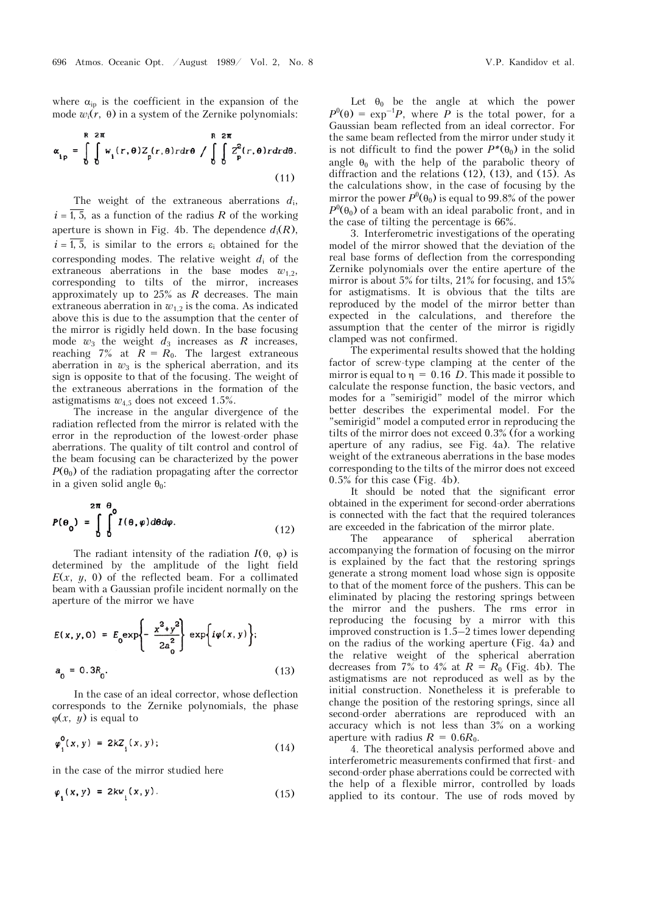where $\alpha_{ip}$ is the coefficient in the expansion of the mode $w_i(r, \theta)$ in a system of the Zernike polynomials:

$$\alpha_{ip} = \int_0^R \int_0^{2\pi} w_i(r,\theta) Z_p(r,\theta) r dr d\theta \Big/ \int_0^R \int_0^{2\pi} Z_p^2(r,\theta) r dr d\theta. \tag{11}$$

The weight of the extraneous aberrations $d_i$, $i = \overline{1, 5}$, as a function of the radius $R$ of the working aperture is shown in Fig. 4b. The dependence $d_i(R)$, $i = \overline{1, 5}$, is similar to the errors $\varepsilon_i$ obtained for the corresponding modes. The relative weight $d_i$ of the extraneous aberrations in the base modes $w_{1,2}$, corresponding to tilts of the mirror, increases approximately up to 25% as $R$ decreases. The main extraneous aberration in $w_{1,2}$ is the coma. As indicated above this is due to the assumption that the center of the mirror is rigidly held down. In the base focusing mode $w_3$ the weight $d_3$ increases as $R$ increases, reaching 7% at $R = R_0$. The largest extraneous aberration in $w_3$ is the spherical aberration, and its sign is opposite to that of the focusing. The weight of the extraneous aberrations in the formation of the astigmatisms $w_{4,5}$ does not exceed 1.5%.

The increase in the angular divergence of the radiation reflected from the mirror is related with the error in the reproduction of the lowest-order phase aberrations. The quality of tilt control and control of the beam focusing can be characterized by the power $P(\theta_0)$ of the radiation propagating after the corrector in a given solid angle $\theta_0$:

$$P(\theta_0) = \int_0^{2\pi} \int_0^{\theta_0} I(\theta, \varphi) d\theta d\varphi. \tag{12}$$

The radiant intensity of the radiation $I(\theta, \varphi)$ is determined by the amplitude of the light field $E(x, y, 0)$ of the reflected beam. For a collimated beam with a Gaussian profile incident normally on the aperture of the mirror we have

$$E(x, y, 0) = E_0 \exp\left\{-\frac{x^2+y^2}{2a_0^2}\right\} \exp\{i\varphi(x, y)\};$$
$$a_0 = 0.3R_0. \tag{13}$$

In the case of an ideal corrector, whose deflection corresponds to the Zernike polynomials, the phase $\varphi(x, y)$ is equal to

$$\varphi_i^0(x, y) = 2kZ_i(x, y); \tag{14}$$

in the case of the mirror studied here

$$\varphi_i(x, y) = 2kw_i(x, y). \tag{15}$$

Let $\theta_0$ be the angle at which the power $P^0(\theta) = \exp^{-1}P$, where $P$ is the total power, for a Gaussian beam reflected from an ideal corrector. For the same beam reflected from the mirror under study it is not difficult to find the power $P^*(\theta_0)$ in the solid angle $\theta_0$ with the help of the parabolic theory of diffraction and the relations (12), (13), and (15). As the calculations show, in the case of focusing by the mirror the power $P^0(\theta_0)$ is equal to 99.8% of the power $P^0(\theta_0)$ of a beam with an ideal parabolic front, and in the case of tilting the percentage is 66%.

3. Interferometric investigations of the operating model of the mirror showed that the deviation of the real base forms of deflection from the corresponding Zernike polynomials over the entire aperture of the mirror is about 5% for tilts, 21% for focusing, and 15% for astigmatisms. It is obvious that the tilts are reproduced by the model of the mirror better than expected in the calculations, and therefore the assumption that the center of the mirror is rigidly clamped was not confirmed.

The experimental results showed that the holding factor of screw-type clamping at the center of the mirror is equal to $\eta = 0.16\ D$. This made it possible to calculate the response function, the basic vectors, and modes for a "semirigid" model of the mirror which better describes the experimental model. For the "semirigid" model a computed error in reproducing the tilts of the mirror does not exceed 0.3% (for a working aperture of any radius, see Fig. 4a). The relative weight of the extraneous aberrations in the base modes corresponding to the tilts of the mirror does not exceed 0.5% for this case (Fig. 4b).

It should be noted that the significant error obtained in the experiment for second-order aberrations is connected with the fact that the required tolerances are exceeded in the fabrication of the mirror plate.

The appearance of spherical aberration accompanying the formation of focusing on the mirror is explained by the fact that the restoring springs generate a strong moment load whose sign is opposite to that of the moment force of the pushers. This can be eliminated by placing the restoring springs between the mirror and the pushers. The rms error in reproducing the focusing by a mirror with this improved construction is 1.5–2 times lower depending on the radius of the working aperture (Fig. 4a) and the relative weight of the spherical aberration decreases from 7% to 4% at $R = R_0$ (Fig. 4b). The astigmatisms are not reproduced as well as by the initial construction. Nonetheless it is preferable to change the position of the restoring springs, since all second-order aberrations are reproduced with an accuracy which is not less than 3% on a working aperture with radius $R = 0.6R_0$.

4. The theoretical analysis performed above and interferometric measurements confirmed that first- and second-order phase aberrations could be corrected with the help of a flexible mirror, controlled by loads applied to its contour. The use of rods moved by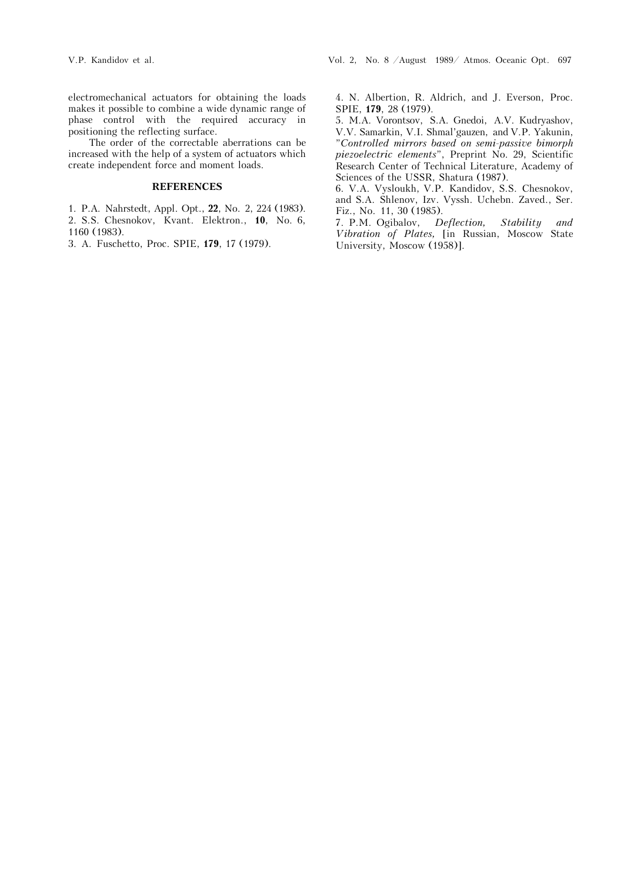electromechanical actuators for obtaining the loads makes it possible to combine a wide dynamic range of phase control with the required accuracy in positioning the reflecting surface.

The order of the correctable aberrations can be increased with the help of a system of actuators which create independent force and moment loads.

## REFERENCES

1. P.A. Nahrstedt, Appl. Opt., **22**, No. 2, 224 (1983).
2. S.S. Chesnokov, Kvant. Elektron., **10**, No. 6, 1160 (1983).
3. A. Fuschetto, Proc. SPIE, **179**, 17 (1979).
4. N. Albertion, R. Aldrich, and J. Everson, Proc. SPIE, **179**, 28 (1979).
5. M.A. Vorontsov, S.A. Gnedoi, A.V. Kudryashov, V.V. Samarkin, V.I. Shmal'gauzen, and V.P. Yakunin, "*Controlled mirrors based on semi-passive bimorph piezoelectric elements*", Preprint No. 29, Scientific Research Center of Technical Literature, Academy of Sciences of the USSR, Shatura (1987).
6. V.A. Vysloukh, V.P. Kandidov, S.S. Chesnokov, and S.A. Shlenov, Izv. Vyssh. Uchebn. Zaved., Ser. Fiz., No. 11, 30 (1985).
7. P.M. Ogibalov, *Deflection, Stability and Vibration of Plates,* [in Russian, Moscow State University, Moscow (1958)].